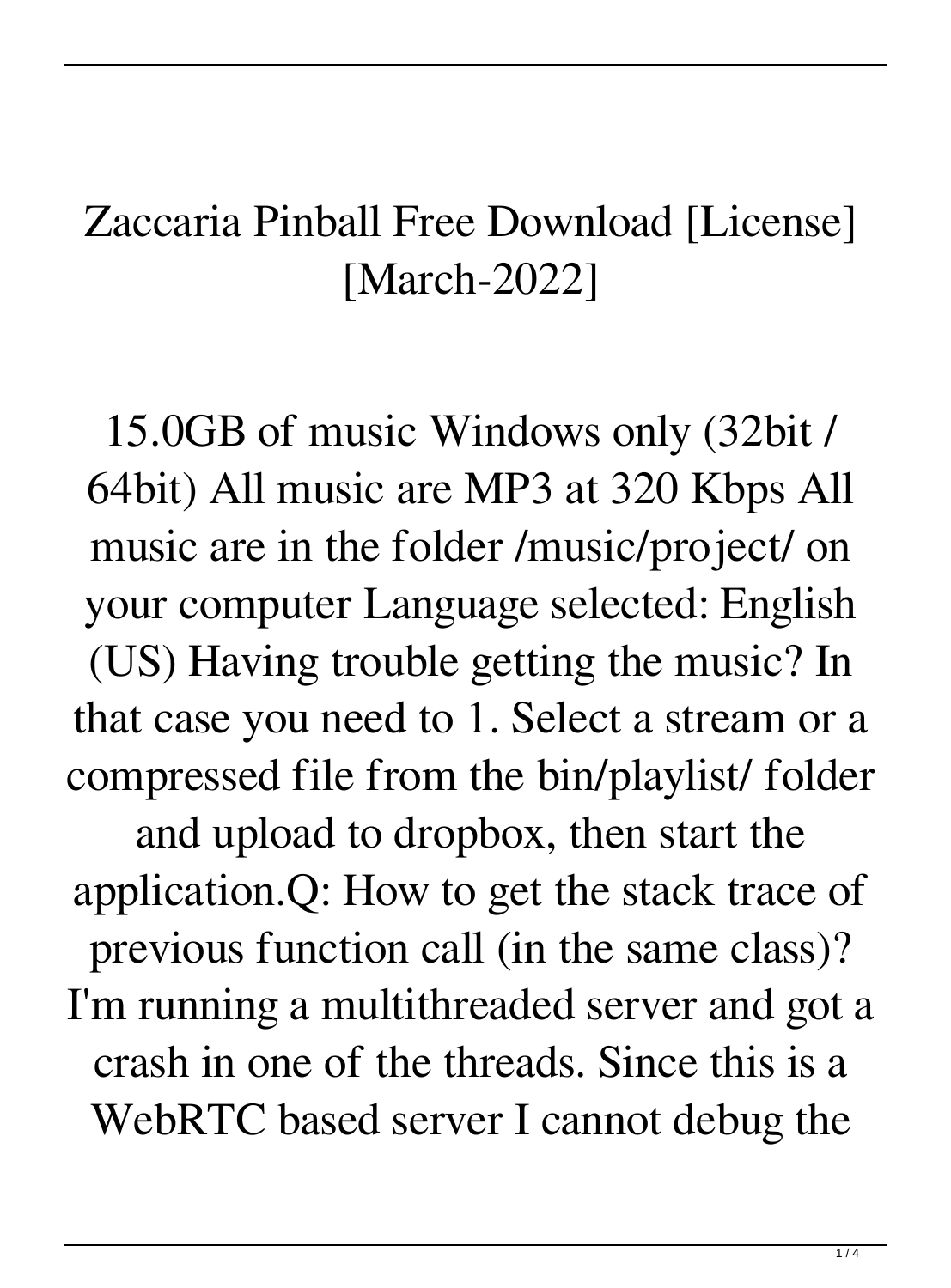# Zaccaria Pinball Free Download [License] [March-2022]

15.0GB of music Windows only (32bit / 64bit) All music are MP3 at 320 Kbps All music are in the folder /music/project/ on your computer Language selected: English (US) Having trouble getting the music? In that case you need to 1. Select a stream or a compressed file from the bin/playlist/ folder and upload to dropbox, then start the application.Q: How to get the stack trace of previous function call (in the same class)? I'm running a multithreaded server and got a crash in one of the threads. Since this is a WebRTC based server I cannot debug the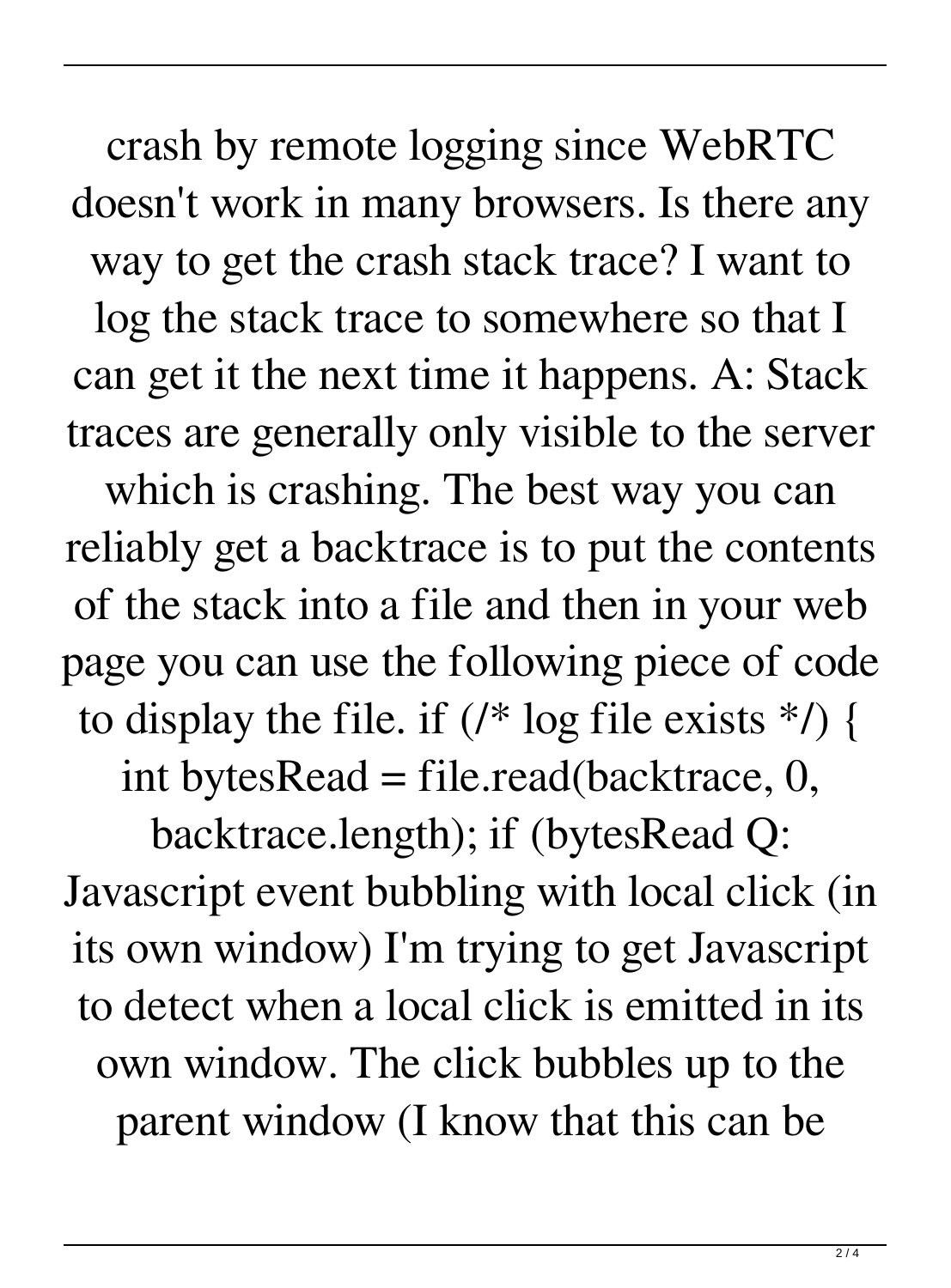crash by remote logging since WebRTC doesn't work in many browsers. Is there any way to get the crash stack trace? I want to log the stack trace to somewhere so that I can get it the next time it happens. A: Stack traces are generally only visible to the server which is crashing. The best way you can reliably get a backtrace is to put the contents of the stack into a file and then in your web page you can use the following piece of code to display the file. if (/* log file exists */) { int bytesRead = file.read(backtrace, 0, backtrace.length); if (bytesRead Q: Javascript event bubbling with local click (in its own window) I'm trying to get Javascript to detect when a local click is emitted in its own window. The click bubbles up to the parent window (I know that this can be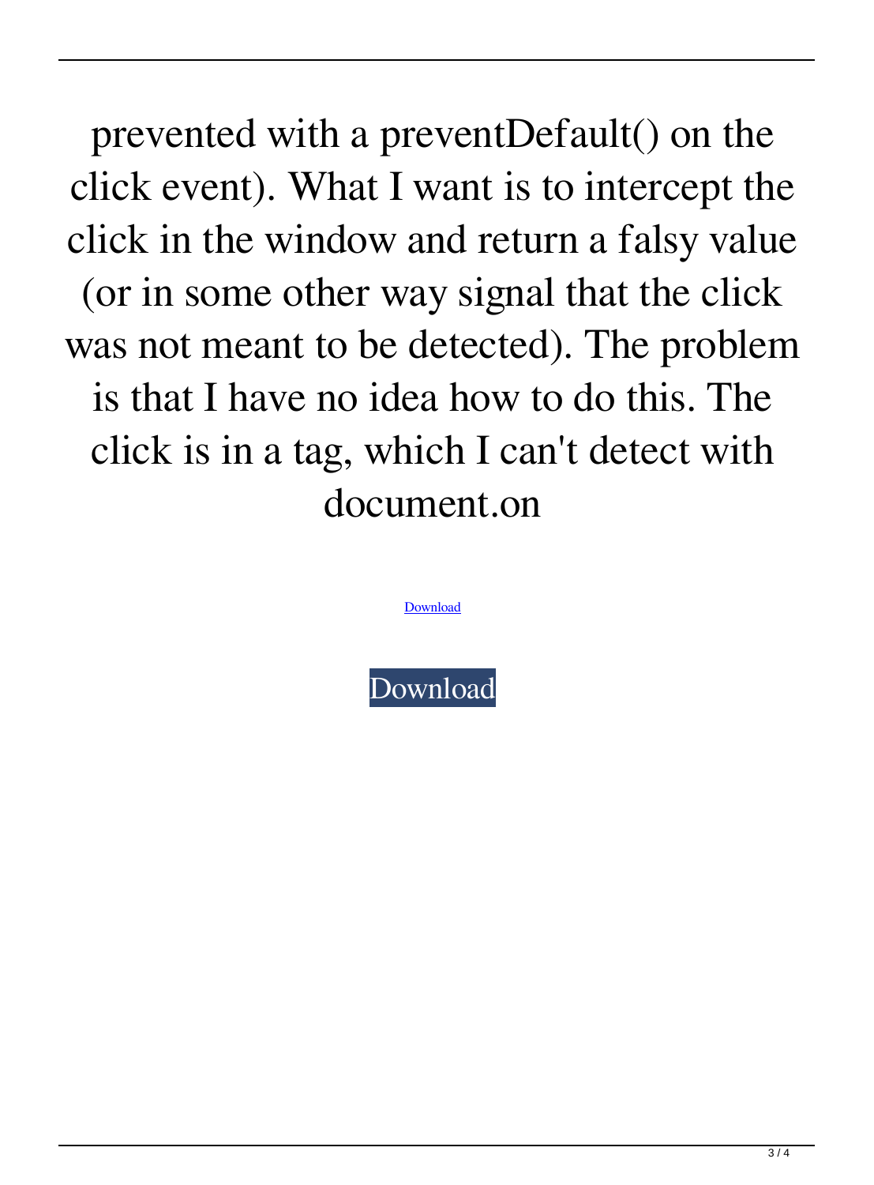prevented with a preventDefault() on the click event). What I want is to intercept the click in the window and return a falsy value (or in some other way signal that the click was not meant to be detected). The problem is that I have no idea how to do this. The click is in a tag, which I can't detect with document.on

Download

Download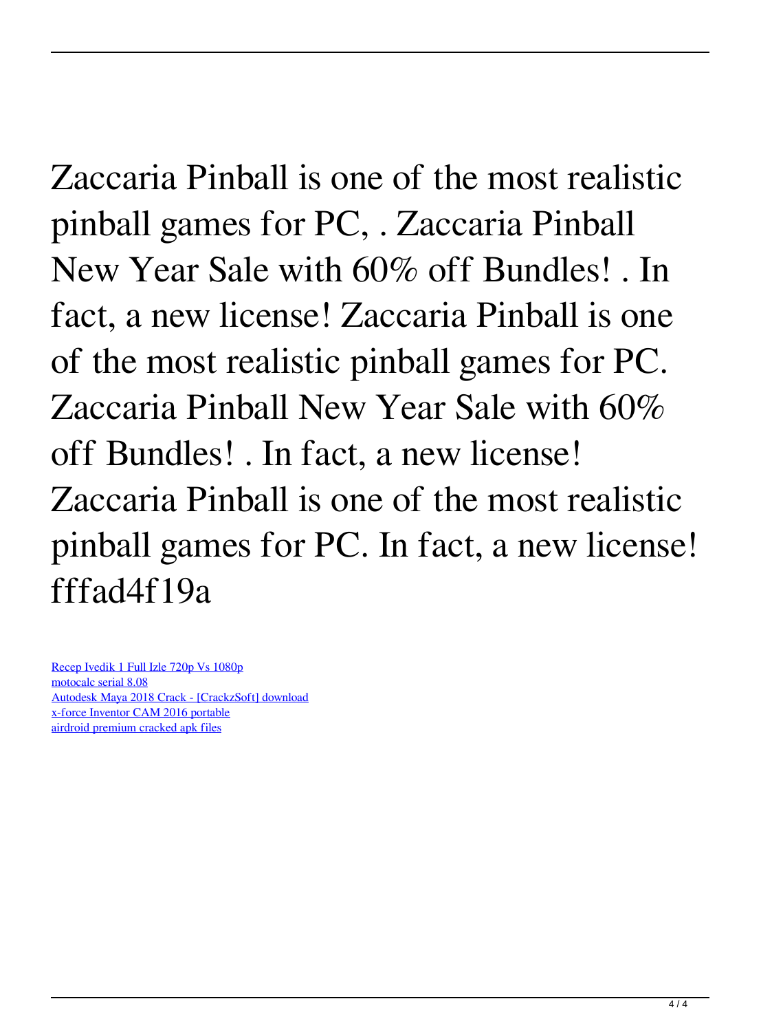Zaccaria Pinball is one of the most realistic pinball games for PC, . Zaccaria Pinball New Year Sale with 60% off Bundles! . In fact, a new license! Zaccaria Pinball is one of the most realistic pinball games for PC. Zaccaria Pinball New Year Sale with 60% off Bundles! . In fact, a new license! Zaccaria Pinball is one of the most realistic pinball games for PC. In fact, a new license! fffad4f19a

Recep Ivedik 1 Full Izle 720p Vs 1080p
motocalc serial 8.08
Autodesk Maya 2018 Crack - [CrackzSoft] download
x-force Inventor CAM 2016 portable
airdroid premium cracked apk files